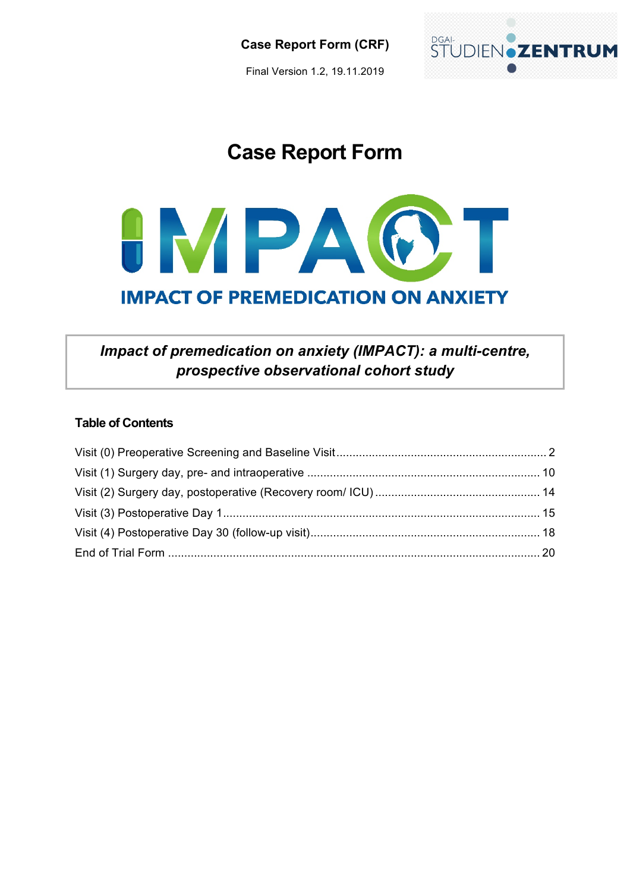Case Report Form (CRF)

Final Version 1.2, 19.11.2019

# Case Report Form

IMPACT

IMPACT OF PREMEDICATION ON ANXIETY

***Impact of premedication on anxiety (IMPACT): a multi-centre, prospective observational cohort study***

### Table of Contents

- Visit (0) Preoperative Screening and Baseline Visit ........ 2
- Visit (1) Surgery day, pre- and intraoperative ........ 10
- Visit (2) Surgery day, postoperative (Recovery room/ ICU) ........ 14
- Visit (3) Postoperative Day 1 ........ 15
- Visit (4) Postoperative Day 30 (follow-up visit) ........ 18
- End of Trial Form ........ 20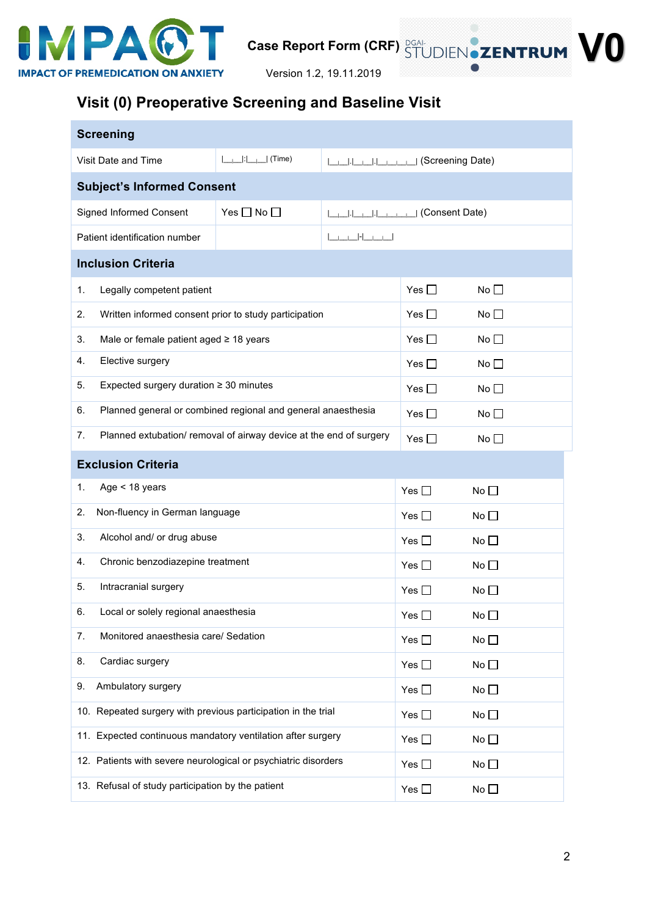# Visit (0) Preoperative Screening and Baseline Visit

| Screening | | |
|---|---|---|
| Visit Date and Time | &#124;__&#124;__&#124;:&#124;__&#124;__&#124; (Time) | &#124;__&#124;__&#124;.&#124;__&#124;__&#124;.&#124;__&#124;__&#124;__&#124;__&#124; (Screening Date) |
| **Subject's Informed Consent** | | |
| Signed Informed Consent | Yes ☐ No ☐ | &#124;__&#124;__&#124;.&#124;__&#124;__&#124;.&#124;__&#124;__&#124;__&#124;__&#124; (Consent Date) |
| Patient identification number | | &#124;__&#124;__&#124;__&#124;-&#124;__&#124;__&#124;__&#124; |

| Inclusion Criteria | | |
|---|---|---|
| 1. Legally competent patient | Yes ☐ | No ☐ |
| 2. Written informed consent prior to study participation | Yes ☐ | No ☐ |
| 3. Male or female patient aged ≥ 18 years | Yes ☐ | No ☐ |
| 4. Elective surgery | Yes ☐ | No ☐ |
| 5. Expected surgery duration ≥ 30 minutes | Yes ☐ | No ☐ |
| 6. Planned general or combined regional and general anaesthesia | Yes ☐ | No ☐ |
| 7. Planned extubation/ removal of airway device at the end of surgery | Yes ☐ | No ☐ |

| Exclusion Criteria | | |
|---|---|---|
| 1. Age < 18 years | Yes ☐ | No ☐ |
| 2. Non-fluency in German language | Yes ☐ | No ☐ |
| 3. Alcohol and/ or drug abuse | Yes ☐ | No ☐ |
| 4. Chronic benzodiazepine treatment | Yes ☐ | No ☐ |
| 5. Intracranial surgery | Yes ☐ | No ☐ |
| 6. Local or solely regional anaesthesia | Yes ☐ | No ☐ |
| 7. Monitored anaesthesia care/ Sedation | Yes ☐ | No ☐ |
| 8. Cardiac surgery | Yes ☐ | No ☐ |
| 9. Ambulatory surgery | Yes ☐ | No ☐ |
| 10. Repeated surgery with previous participation in the trial | Yes ☐ | No ☐ |
| 11. Expected continuous mandatory ventilation after surgery | Yes ☐ | No ☐ |
| 12. Patients with severe neurological or psychiatric disorders | Yes ☐ | No ☐ |
| 13. Refusal of study participation by the patient | Yes ☐ | No ☐ |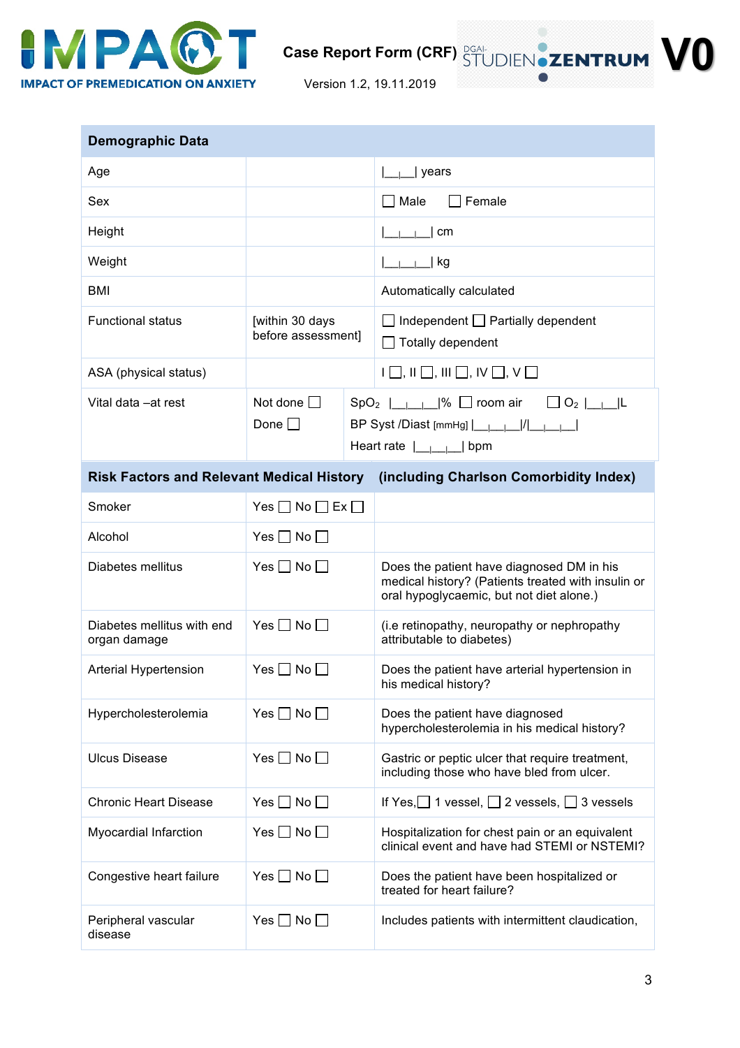| Demographic Data | | |
|---|---|---|
| Age | | \|\_\_\|\_\_\| years |
| Sex | | ☐ Male ☐ Female |
| Height | | \|\_\_\|\_\_\|\_\_\| cm |
| Weight | | \|\_\_\|\_\_\|\_\_\| kg |
| BMI | | Automatically calculated |
| Functional status | [within 30 days before assessment] | ☐ Independent ☐ Partially dependent ☐ Totally dependent |
| ASA (physical status) | | I ☐, II ☐, III ☐, IV ☐, V ☐ |
| Vital data –at rest | Not done ☐ Done ☐ | $SpO_2$ \|\_\_\|\_\_\|\_\_\|% ☐ room air ☐ $O_2$ \|\_\_\|\_\_\|L<br>BP Syst /Diast [mmHg] \|\_\_\|\_\_\|\_\_\|/\|\_\_\|\_\_\|\_\_\|<br>Heart rate \|\_\_\|\_\_\|\_\_\| bpm |
| **Risk Factors and Relevant Medical History** | | **(including Charlson Comorbidity Index)** |
| Smoker | Yes ☐ No ☐ Ex ☐ | |
| Alcohol | Yes ☐ No ☐ | |
| Diabetes mellitus | Yes ☐ No ☐ | Does the patient have diagnosed DM in his medical history? (Patients treated with insulin or oral hypoglycaemic, but not diet alone.) |
| Diabetes mellitus with end organ damage | Yes ☐ No ☐ | (i.e retinopathy, neuropathy or nephropathy attributable to diabetes) |
| Arterial Hypertension | Yes ☐ No ☐ | Does the patient have arterial hypertension in his medical history? |
| Hypercholesterolemia | Yes ☐ No ☐ | Does the patient have diagnosed hypercholesterolemia in his medical history? |
| Ulcus Disease | Yes ☐ No ☐ | Gastric or peptic ulcer that require treatment, including those who have bled from ulcer. |
| Chronic Heart Disease | Yes ☐ No ☐ | If Yes, ☐ 1 vessel, ☐ 2 vessels, ☐ 3 vessels |
| Myocardial Infarction | Yes ☐ No ☐ | Hospitalization for chest pain or an equivalent clinical event and have had STEMI or NSTEMI? |
| Congestive heart failure | Yes ☐ No ☐ | Does the patient have been hospitalized or treated for heart failure? |
| Peripheral vascular disease | Yes ☐ No ☐ | Includes patients with intermittent claudication, |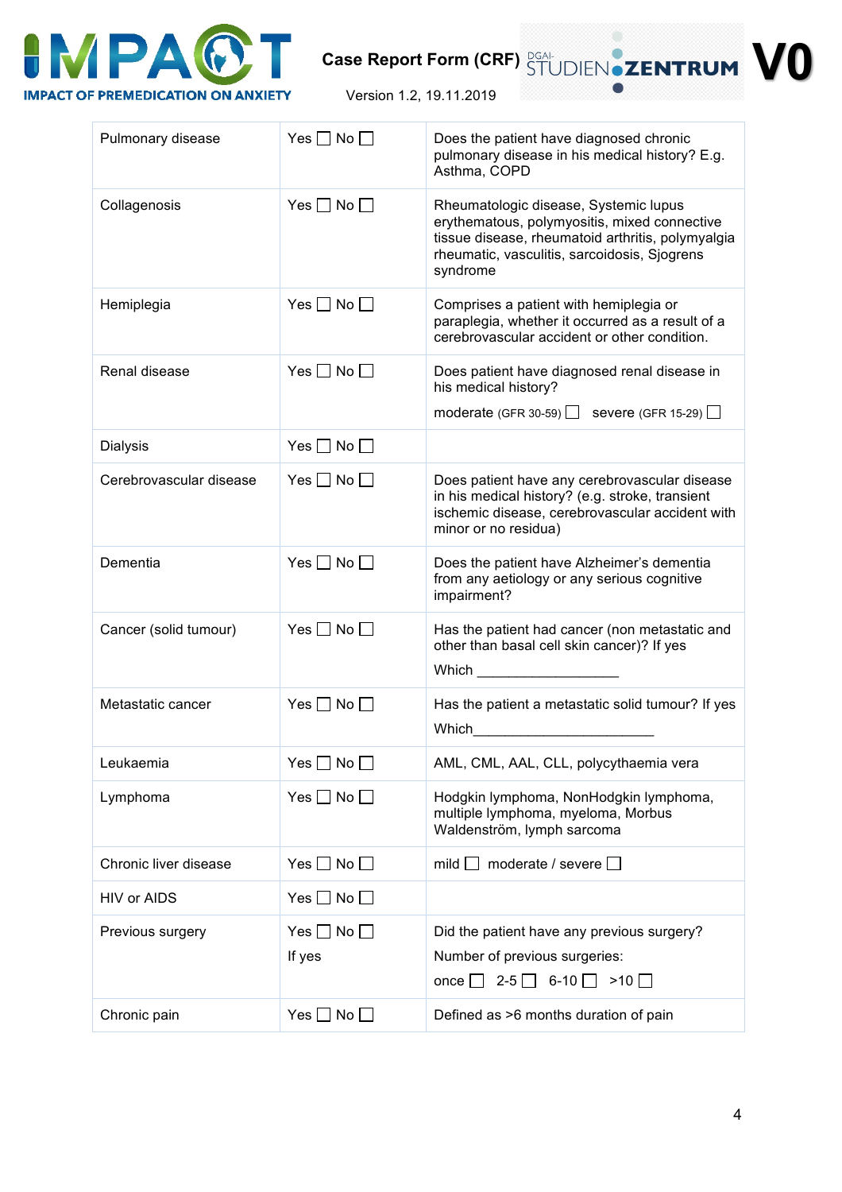| Pulmonary disease | Yes ☐ No ☐ | Does the patient have diagnosed chronic pulmonary disease in his medical history? E.g. Asthma, COPD |
|---|---|---|
| Collagenosis | Yes ☐ No ☐ | Rheumatologic disease, Systemic lupus erythematous, polymyositis, mixed connective tissue disease, rheumatoid arthritis, polymyalgia rheumatic, vasculitis, sarcoidosis, Sjogrens syndrome |
| Hemiplegia | Yes ☐ No ☐ | Comprises a patient with hemiplegia or paraplegia, whether it occurred as a result of a cerebrovascular accident or other condition. |
| Renal disease | Yes ☐ No ☐ | Does patient have diagnosed renal disease in his medical history?<br>moderate (GFR 30-59) ☐ severe (GFR 15-29) ☐ |
| Dialysis | Yes ☐ No ☐ | |
| Cerebrovascular disease | Yes ☐ No ☐ | Does patient have any cerebrovascular disease in his medical history? (e.g. stroke, transient ischemic disease, cerebrovascular accident with minor or no residua) |
| Dementia | Yes ☐ No ☐ | Does the patient have Alzheimer's dementia from any aetiology or any serious cognitive impairment? |
| Cancer (solid tumour) | Yes ☐ No ☐ | Has the patient had cancer (non metastatic and other than basal cell skin cancer)? If yes<br>Which ___________________ |
| Metastatic cancer | Yes ☐ No ☐ | Has the patient a metastatic solid tumour? If yes<br>Which_______________________ |
| Leukaemia | Yes ☐ No ☐ | AML, CML, AAL, CLL, polycythaemia vera |
| Lymphoma | Yes ☐ No ☐ | Hodgkin lymphoma, NonHodgkin lymphoma, multiple lymphoma, myeloma, Morbus Waldenström, lymph sarcoma |
| Chronic liver disease | Yes ☐ No ☐ | mild ☐ moderate / severe ☐ |
| HIV or AIDS | Yes ☐ No ☐ | |
| Previous surgery | Yes ☐ No ☐<br>If yes | Did the patient have any previous surgery?<br>Number of previous surgeries:<br>once ☐ 2-5 ☐ 6-10 ☐ >10 ☐ |
| Chronic pain | Yes ☐ No ☐ | Defined as >6 months duration of pain |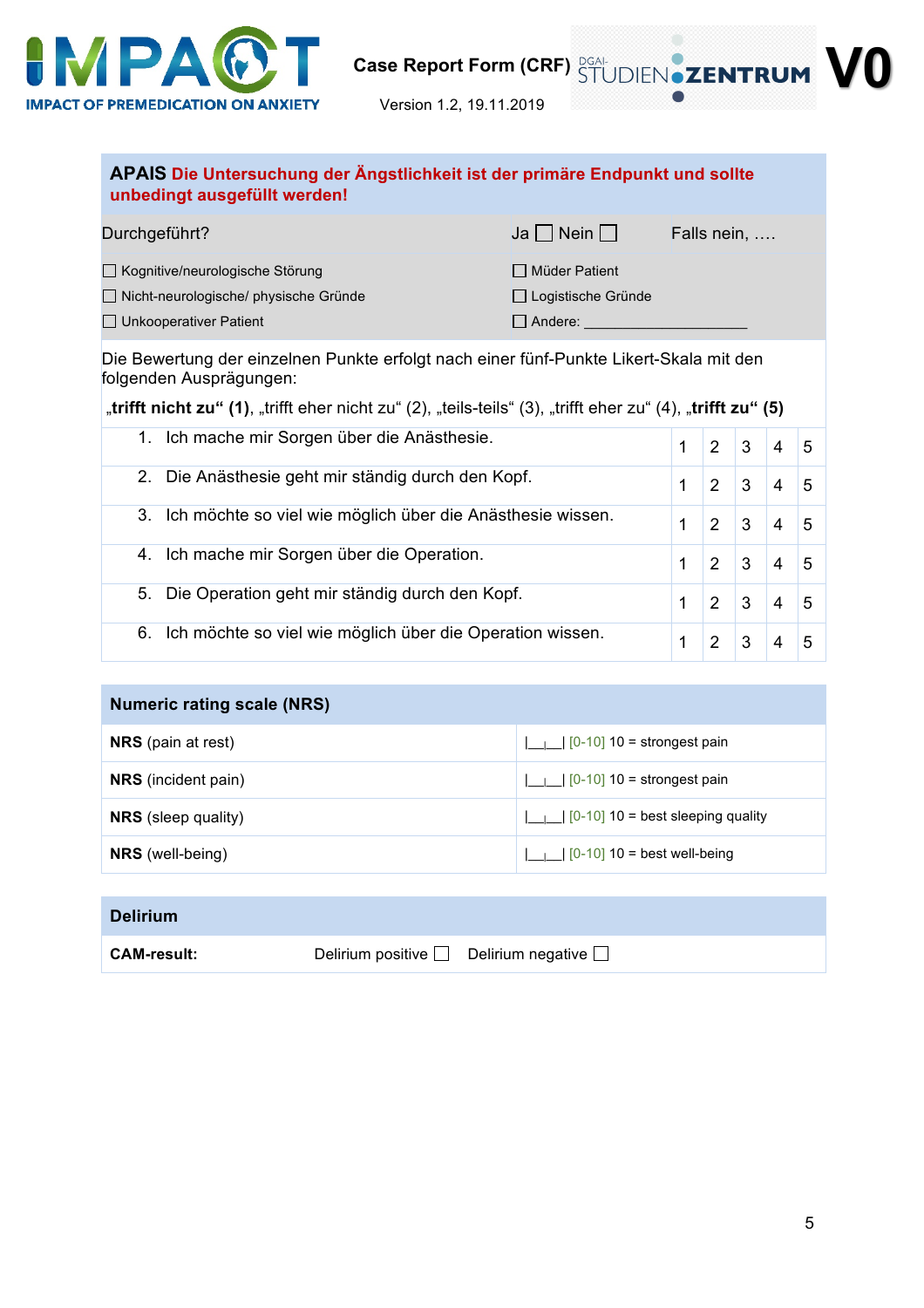**APAIS** **Die Untersuchung der Ängstlichkeit ist der primäre Endpunkt und sollte unbedingt ausgefüllt werden!**

| Durchgeführt? | Ja ☐ Nein ☐ | Falls nein, …. |
|---|---|---|
| ☐ Kognitive/neurologische Störung | ☐ Müder Patient | |
| ☐ Nicht-neurologische/ physische Gründe | ☐ Logistische Gründe | |
| ☐ Unkooperativer Patient | ☐ Andere: ____________________ | |

Die Bewertung der einzelnen Punkte erfolgt nach einer fünf-Punkte Likert-Skala mit den folgenden Ausprägungen:

**„trifft nicht zu“ (1)**, „trifft eher nicht zu“ (2), „teils-teils“ (3), „trifft eher zu“ (4), **„trifft zu“ (5)**

| | | | | | |
|---|---|---|---|---|---|
| 1. Ich mache mir Sorgen über die Anästhesie. | 1 | 2 | 3 | 4 | 5 |
| 2. Die Anästhesie geht mir ständig durch den Kopf. | 1 | 2 | 3 | 4 | 5 |
| 3. Ich möchte so viel wie möglich über die Anästhesie wissen. | 1 | 2 | 3 | 4 | 5 |
| 4. Ich mache mir Sorgen über die Operation. | 1 | 2 | 3 | 4 | 5 |
| 5. Die Operation geht mir ständig durch den Kopf. | 1 | 2 | 3 | 4 | 5 |
| 6. Ich möchte so viel wie möglich über die Operation wissen. | 1 | 2 | 3 | 4 | 5 |

| **Numeric rating scale (NRS)** | |
|---|---|
| **NRS** (pain at rest) | \|__\|__\| [0-10] 10 = strongest pain |
| **NRS** (incident pain) | \|__\|__\| [0-10] 10 = strongest pain |
| **NRS** (sleep quality) | \|__\|__\| [0-10] 10 = best sleeping quality |
| **NRS** (well-being) | \|__\|__\| [0-10] 10 = best well-being |

| **Delirium** | |
|---|---|
| **CAM-result:** | Delirium positive ☐ Delirium negative ☐ |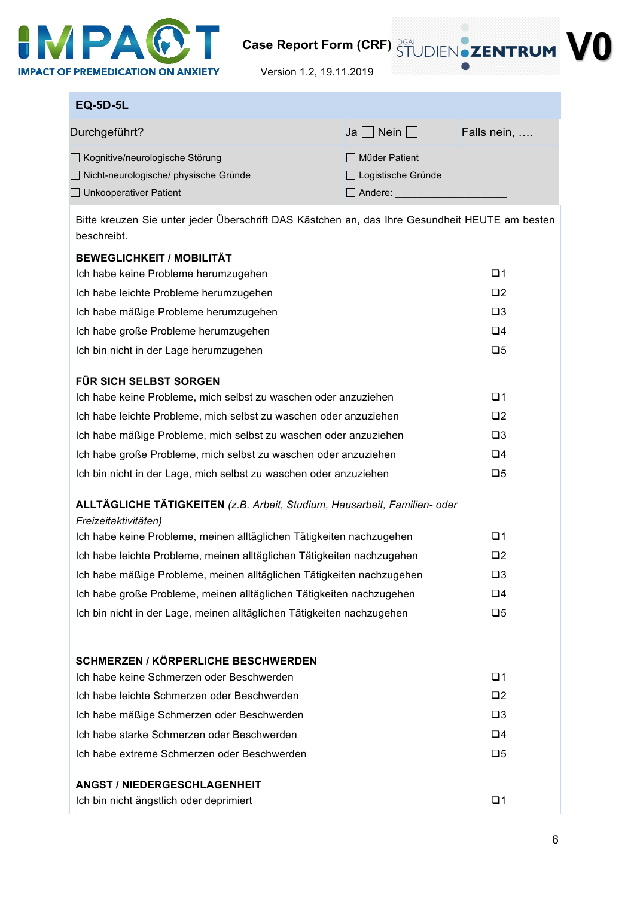## EQ-5D-5L

| Durchgeführt? | Ja ☐ Nein ☐ | Falls nein, .... |
|---|---|---|
| ☐ Kognitive/neurologische Störung | ☐ Müder Patient | |
| ☐ Nicht-neurologische/ physische Gründe | ☐ Logistische Gründe | |
| ☐ Unkooperativer Patient | ☐ Andere: ___________________ | |

Bitte kreuzen Sie unter jeder Überschrift DAS Kästchen an, das Ihre Gesundheit HEUTE am besten beschreibt.

**BEWEGLICHKEIT / MOBILITÄT**

| | |
|---|---|
| Ich habe keine Probleme herumzugehen | ❑1 |
| Ich habe leichte Probleme herumzugehen | ❑2 |
| Ich habe mäßige Probleme herumzugehen | ❑3 |
| Ich habe große Probleme herumzugehen | ❑4 |
| Ich bin nicht in der Lage herumzugehen | ❑5 |

**FÜR SICH SELBST SORGEN**

| | |
|---|---|
| Ich habe keine Probleme, mich selbst zu waschen oder anzuziehen | ❑1 |
| Ich habe leichte Probleme, mich selbst zu waschen oder anzuziehen | ❑2 |
| Ich habe mäßige Probleme, mich selbst zu waschen oder anzuziehen | ❑3 |
| Ich habe große Probleme, mich selbst zu waschen oder anzuziehen | ❑4 |
| Ich bin nicht in der Lage, mich selbst zu waschen oder anzuziehen | ❑5 |

**ALLTÄGLICHE TÄTIGKEITEN** *(z.B. Arbeit, Studium, Hausarbeit, Familien- oder Freizeitaktivitäten)*

| | |
|---|---|
| Ich habe keine Probleme, meinen alltäglichen Tätigkeiten nachzugehen | ❑1 |
| Ich habe leichte Probleme, meinen alltäglichen Tätigkeiten nachzugehen | ❑2 |
| Ich habe mäßige Probleme, meinen alltäglichen Tätigkeiten nachzugehen | ❑3 |
| Ich habe große Probleme, meinen alltäglichen Tätigkeiten nachzugehen | ❑4 |
| Ich bin nicht in der Lage, meinen alltäglichen Tätigkeiten nachzugehen | ❑5 |

**SCHMERZEN / KÖRPERLICHE BESCHWERDEN**

| | |
|---|---|
| Ich habe keine Schmerzen oder Beschwerden | ❑1 |
| Ich habe leichte Schmerzen oder Beschwerden | ❑2 |
| Ich habe mäßige Schmerzen oder Beschwerden | ❑3 |
| Ich habe starke Schmerzen oder Beschwerden | ❑4 |
| Ich habe extreme Schmerzen oder Beschwerden | ❑5 |

**ANGST / NIEDERGESCHLAGENHEIT**

| | |
|---|---|
| Ich bin nicht ängstlich oder deprimiert | ❑1 |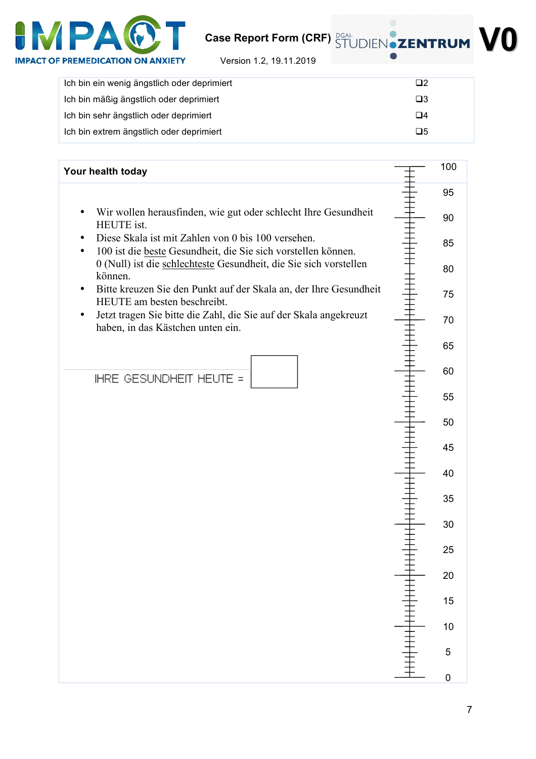| | |
|---|---|
| Ich bin ein wenig ängstlich oder deprimiert | ❑2 |
| Ich bin mäßig ängstlich oder deprimiert | ❑3 |
| Ich bin sehr ängstlich oder deprimiert | ❑4 |
| Ich bin extrem ängstlich oder deprimiert | ❑5 |

**Your health today**

- Wir wollen herausfinden, wie gut oder schlecht Ihre Gesundheit HEUTE ist.
- Diese Skala ist mit Zahlen von 0 bis 100 versehen.
- 100 ist die beste Gesundheit, die Sie sich vorstellen können.
  0 (Null) ist die schlechteste Gesundheit, die Sie sich vorstellen können.
- Bitte kreuzen Sie den Punkt auf der Skala an, der Ihre Gesundheit HEUTE am besten beschreibt.
- Jetzt tragen Sie bitte die Zahl, die Sie auf der Skala angekreuzt haben, in das Kästchen unten ein.

IHRE GESUNDHEIT HEUTE = ☐

100
95
90
85
80
75
70
65
60
55
50
45
40
35
30
25
20
15
10
5
0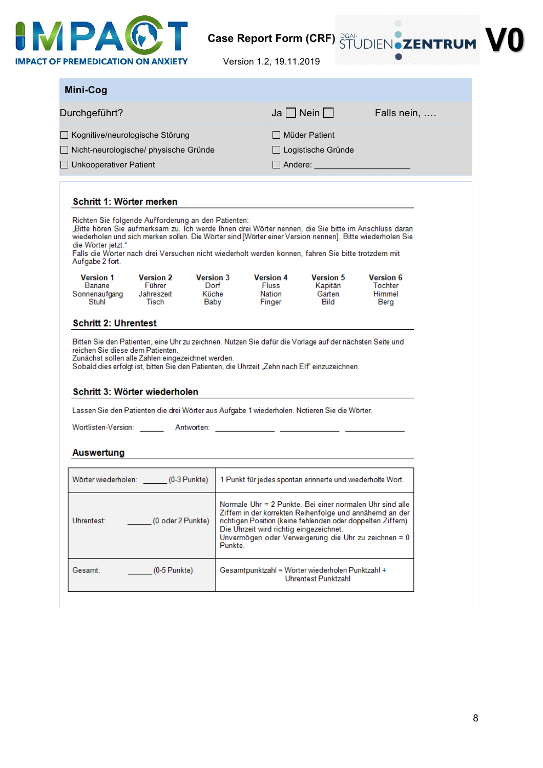## Mini-Cog

Durchgeführt? Ja ☐ Nein ☐ Falls nein, ….

☐ Kognitive/neurologische Störung
☐ Müder Patient
☐ Nicht-neurologische/ physische Gründe
☐ Logistische Gründe
☐ Unkooperativer Patient
☐ Andere: ____________________

### Schritt 1: Wörter merken

Richten Sie folgende Aufforderung an den Patienten:
„Bitte hören Sie aufmerksam zu. Ich werde Ihnen drei Wörter nennen, die Sie bitte im Anschluss daran wiederholen und sich merken sollen. Die Wörter sind [Wörter einer Version nennen]. Bitte wiederholen Sie die Wörter jetzt."
Falls die Wörter nach drei Versuchen nicht wiederholt werden können, fahren Sie bitte trotzdem mit Aufgabe 2 fort.

| Version 1 | Version 2 | Version 3 | Version 4 | Version 5 | Version 6 |
|---|---|---|---|---|---|
| Banane | Führer | Dorf | Fluss | Kapitän | Tochter |
| Sonnenaufgang | Jahreszeit | Küche | Nation | Garten | Himmel |
| Stuhl | Tisch | Baby | Finger | Bild | Berg |

### Schritt 2: Uhrentest

Bitten Sie den Patienten, eine Uhr zu zeichnen. Nutzen Sie dafür die Vorlage auf der nächsten Seite und reichen Sie diese dem Patienten.
Zunächst sollen alle Zahlen eingezeichnet werden.
Sobald dies erfolgt ist, bitten Sie den Patienten, die Uhrzeit „Zehn nach Elf" einzuzeichnen.

### Schritt 3: Wörter wiederholen

Lassen Sie den Patienten die drei Wörter aus Aufgabe 1 wiederholen. Notieren Sie die Wörter.

Wortlisten-Version: ______ Antworten: ______________ ______________ ______________

### Auswertung

| | |
|---|---|
| Wörter wiederholen: ______ (0-3 Punkte) | 1 Punkt für jedes spontan erinnerte und wiederholte Wort. |
| Uhrentest: ______ (0 oder 2 Punkte) | Normale Uhr = 2 Punkte. Bei einer normalen Uhr sind alle Ziffern in der korrekten Reihenfolge und annähernd an der richtigen Position (keine fehlenden oder doppelten Ziffern). Die Uhrzeit wird richtig eingezeichnet. Unvermögen oder Verweigerung die Uhr zu zeichnen = 0 Punkte. |
| Gesamt: ______ (0-5 Punkte) | Gesamtpunktzahl = Wörter wiederholen Punktzahl + Uhrentest Punktzahl |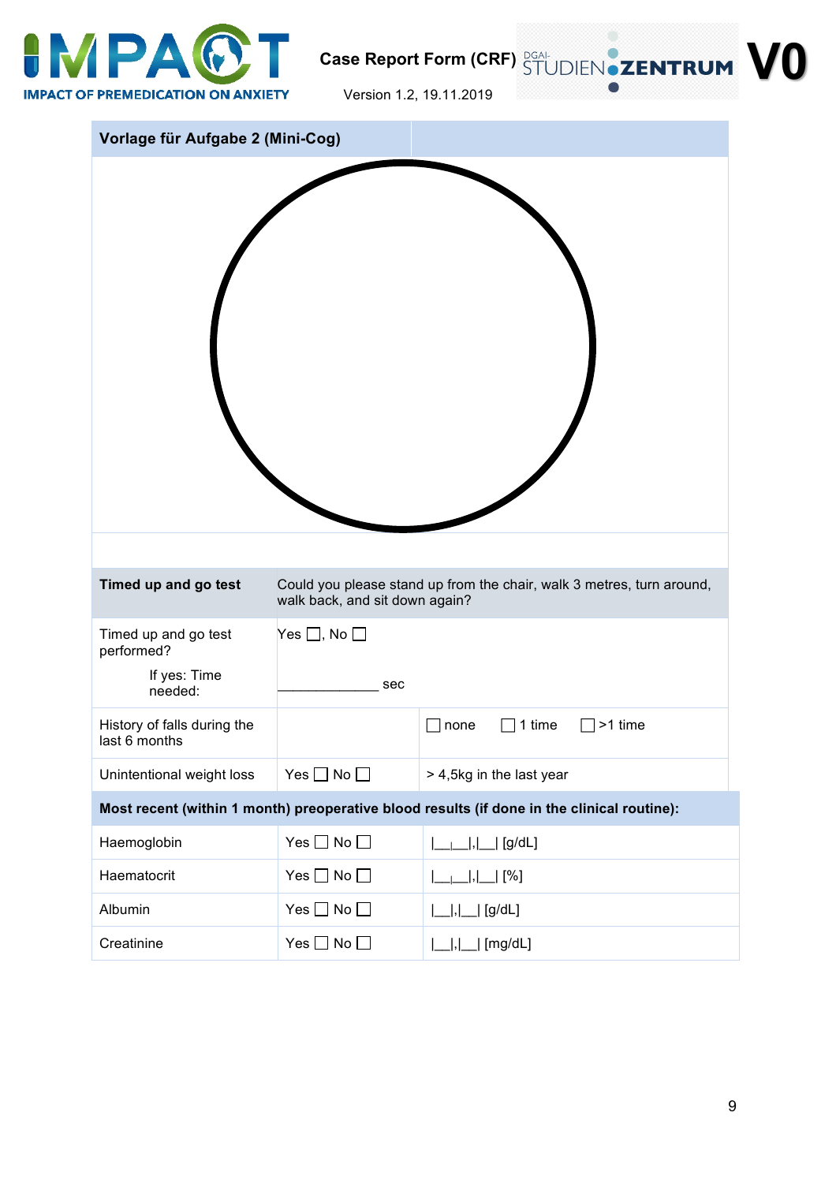| Vorlage für Aufgabe 2 (Mini-Cog) | |
|---|---|
| | |

| **Timed up and go test** | Could you please stand up from the chair, walk 3 metres, turn around, walk back, and sit down again? | | | |
|---|---|---|---|---|
| Timed up and go test performed?<br>If yes: Time needed: | Yes ☐, No ☐<br>_____________ sec | | | |
| History of falls during the last 6 months | | ☐ none | ☐ 1 time | ☐ >1 time |
| Unintentional weight loss | Yes ☐ No ☐ | > 4,5kg in the last year | | |

| **Most recent (within 1 month) preoperative blood results (if done in the clinical routine):** | | |
|---|---|---|
| Haemoglobin | Yes ☐ No ☐ | \|__\|__\|,\|__\| [g/dL] |
| Haematocrit | Yes ☐ No ☐ | \|__\|__\|,\|__\| [%] |
| Albumin | Yes ☐ No ☐ | \|__\|,\|__\| [g/dL] |
| Creatinine | Yes ☐ No ☐ | \|__\|,\|__\| [mg/dL] |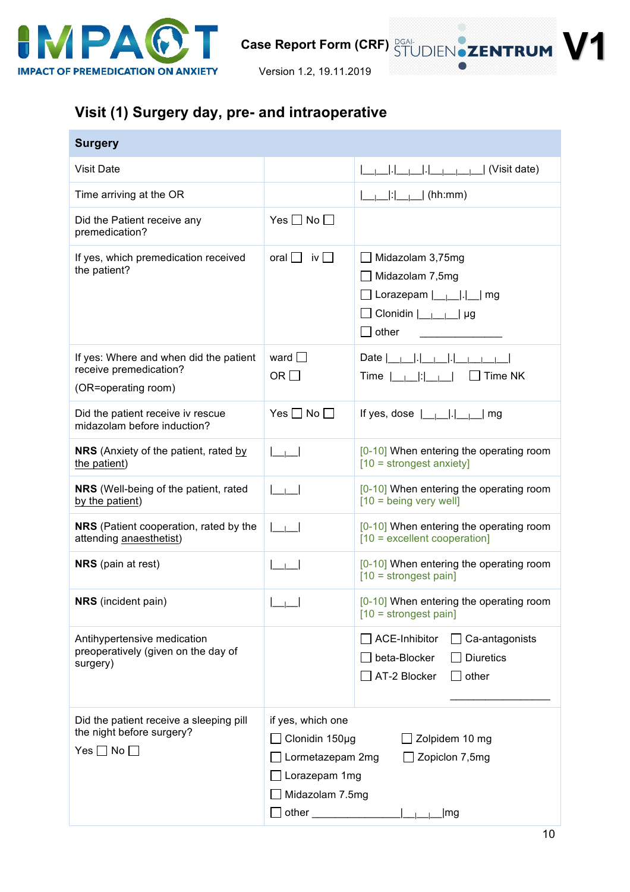IMPACT – IMPACT OF PREMEDICATION ON ANXIETY

Case Report Form (CRF) DGAI-STUDIENZENTRUM **V1**

Version 1.2, 19.11.2019

## Visit (1) Surgery day, pre- and intraoperative

| **Surgery** | | |
|---|---|---|
| Visit Date | | \|__\|__\|.\|__\|__\|.\|__\|__\|__\|__\| (Visit date) |
| Time arriving at the OR | | \|__\|__\|:\|__\|__\| (hh:mm) |
| Did the Patient receive any premedication? | Yes ☐ No ☐ | |
| If yes, which premedication received the patient? | oral ☐ iv ☐ | ☐ Midazolam 3,75mg<br>☐ Midazolam 7,5mg<br>☐ Lorazepam \|__\|__\|.\|__\| mg<br>☐ Clonidin \|__\|__\|__\| µg<br>☐ other ____________ |
| If yes: Where and when did the patient receive premedication?<br>(OR=operating room) | ward ☐<br>OR ☐ | Date \|__\|__\|.\|__\|__\|.\|__\|__\|__\|__\|<br>Time \|__\|__\|:\|__\|__\| ☐ Time NK |
| Did the patient receive iv rescue midazolam before induction? | Yes ☐ No ☐ | If yes, dose \|__\|__\|.\|__\|__\| mg |
| **NRS** (Anxiety of the patient, rated <u>by the patient</u>) | \|__\|__\| | [0-10] When entering the operating room [10 = strongest anxiety] |
| **NRS** (Well-being of the patient, rated <u>by the patient</u>) | \|__\|__\| | [0-10] When entering the operating room [10 = being very well] |
| **NRS** (Patient cooperation, rated by the attending <u>anaesthetist</u>) | \|__\|__\| | [0-10] When entering the operating room [10 = excellent cooperation] |
| **NRS** (pain at rest) | \|__\|__\| | [0-10] When entering the operating room [10 = strongest pain] |
| **NRS** (incident pain) | \|__\|__\| | [0-10] When entering the operating room [10 = strongest pain] |
| Antihypertensive medication preoperatively (given on the day of surgery) | | ☐ ACE-Inhibitor ☐ Ca-antagonists<br>☐ beta-Blocker ☐ Diuretics<br>☐ AT-2 Blocker ☐ other ____________ |
| Did the patient receive a sleeping pill the night before surgery?<br>Yes ☐ No ☐ | if yes, which one<br>☐ Clonidin 150µg ☐ Zolpidem 10 mg<br>☐ Lormetazepam 2mg ☐ Zopiclon 7,5mg<br>☐ Lorazepam 1mg<br>☐ Midazolam 7.5mg<br>☐ other ____________\|__\|__\|__\|mg | |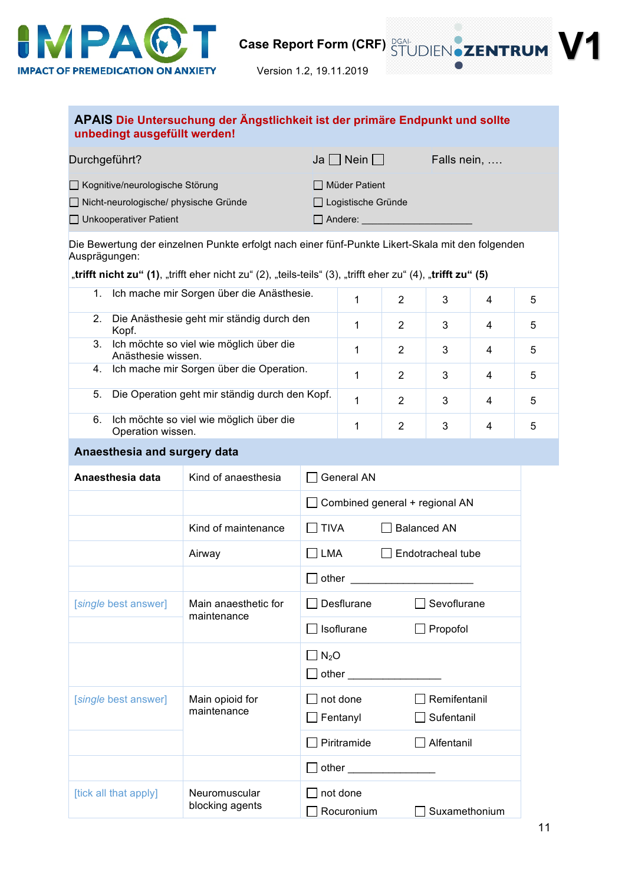## APAIS Die Untersuchung der Ängstlichkeit ist der primäre Endpunkt und sollte unbedingt ausgefüllt werden!

| Durchgeführt? | Ja ☐ Nein ☐ | Falls nein, …. |
|---|---|---|
| ☐ Kognitive/neurologische Störung | ☐ Müder Patient | |
| ☐ Nicht-neurologische/ physische Gründe | ☐ Logistische Gründe | |
| ☐ Unkooperativer Patient | ☐ Andere: ____________________ | |

Die Bewertung der einzelnen Punkte erfolgt nach einer fünf-Punkte Likert-Skala mit den folgenden Ausprägungen:

**„trifft nicht zu“ (1)**, „trifft eher nicht zu“ (2), „teils-teils“ (3), „trifft eher zu“ (4), **„trifft zu“ (5)**

| | | | | | |
|---|---|---|---|---|---|
| 1. Ich mache mir Sorgen über die Anästhesie. | 1 | 2 | 3 | 4 | 5 |
| 2. Die Anästhesie geht mir ständig durch den Kopf. | 1 | 2 | 3 | 4 | 5 |
| 3. Ich möchte so viel wie möglich über die Anästhesie wissen. | 1 | 2 | 3 | 4 | 5 |
| 4. Ich mache mir Sorgen über die Operation. | 1 | 2 | 3 | 4 | 5 |
| 5. Die Operation geht mir ständig durch den Kopf. | 1 | 2 | 3 | 4 | 5 |
| 6. Ich möchte so viel wie möglich über die Operation wissen. | 1 | 2 | 3 | 4 | 5 |

## Anaesthesia and surgery data

| **Anaesthesia data** | Kind of anaesthesia | ☐ General AN | |
|---|---|---|---|
| | | ☐ Combined general + regional AN | |
| | Kind of maintenance | ☐ TIVA | ☐ Balanced AN |
| | Airway | ☐ LMA | ☐ Endotracheal tube |
| | | ☐ other ____________________ | |
| [*single* best answer] | Main anaesthetic for maintenance | ☐ Desflurane | ☐ Sevoflurane |
| | | ☐ Isoflurane | ☐ Propofol |
| | | ☐ $N_2O$<br>☐ other ________________ | |
| [*single* best answer] | Main opioid for maintenance | ☐ not done<br>☐ Fentanyl | ☐ Remifentanil<br>☐ Sufentanil |
| | | ☐ Piritramide | ☐ Alfentanil |
| | | ☐ other _______________ | |
| [tick all that apply] | Neuromuscular blocking agents | ☐ not done<br>☐ Rocuronium | ☐ Suxamethonium |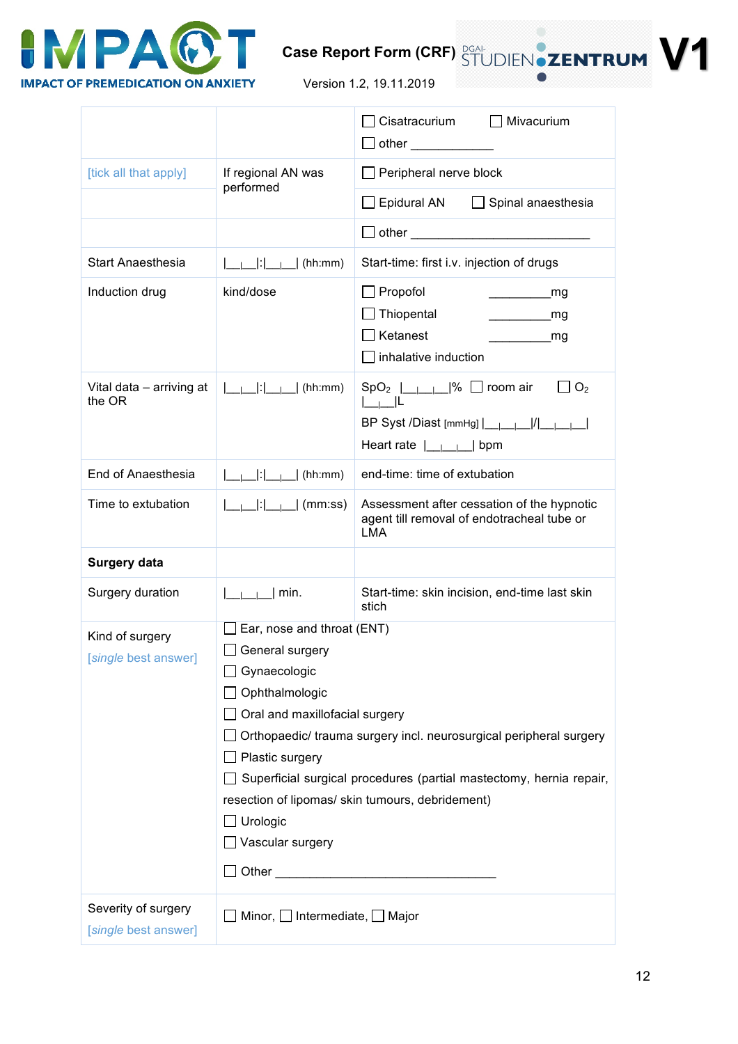| | | |
|---|---|---|
| | | ☐ Cisatracurium ☐ Mivacurium<br>☐ other ___________ |
| [tick all that apply] | If regional AN was performed | ☐ Peripheral nerve block |
| | | ☐ Epidural AN ☐ Spinal anaesthesia |
| | | ☐ other _________________________ |
| Start Anaesthesia | \|__\|__\|:\|__\|__\| (hh:mm) | Start-time: first i.v. injection of drugs |
| Induction drug | kind/dose | ☐ Propofol ________mg<br>☐ Thiopental ________mg<br>☐ Ketanest ________mg<br>☐ inhalative induction |
| Vital data – arriving at the OR | \|__\|__\|:\|__\|__\| (hh:mm) | $SpO_2$ \|__\|__\|__\|% ☐ room air ☐ $O_2$ \|__\|__\|L<br>BP Syst /Diast [mmHg] \|__\|__\|__\|/\|__\|__\|__\|<br>Heart rate \|__\|__\|__\| bpm |
| End of Anaesthesia | \|__\|__\|:\|__\|__\| (hh:mm) | end-time: time of extubation |
| Time to extubation | \|__\|__\|:\|__\|__\| (mm:ss) | Assessment after cessation of the hypnotic agent till removal of endotracheal tube or LMA |
| **Surgery data** | | |
| Surgery duration | \|__\|__\|__\| min. | Start-time: skin incision, end-time last skin stich |
| Kind of surgery<br>[*single* best answer] | ☐ Ear, nose and throat (ENT)<br>☐ General surgery<br>☐ Gynaecologic<br>☐ Ophthalmologic<br>☐ Oral and maxillofacial surgery<br>☐ Orthopaedic/ trauma surgery incl. neurosurgical peripheral surgery<br>☐ Plastic surgery<br>☐ Superficial surgical procedures (partial mastectomy, hernia repair, resection of lipomas/ skin tumours, debridement)<br>☐ Urologic<br>☐ Vascular surgery<br>☐ Other ______________________________ | |
| Severity of surgery<br>[*single* best answer] | ☐ Minor, ☐ Intermediate, ☐ Major | |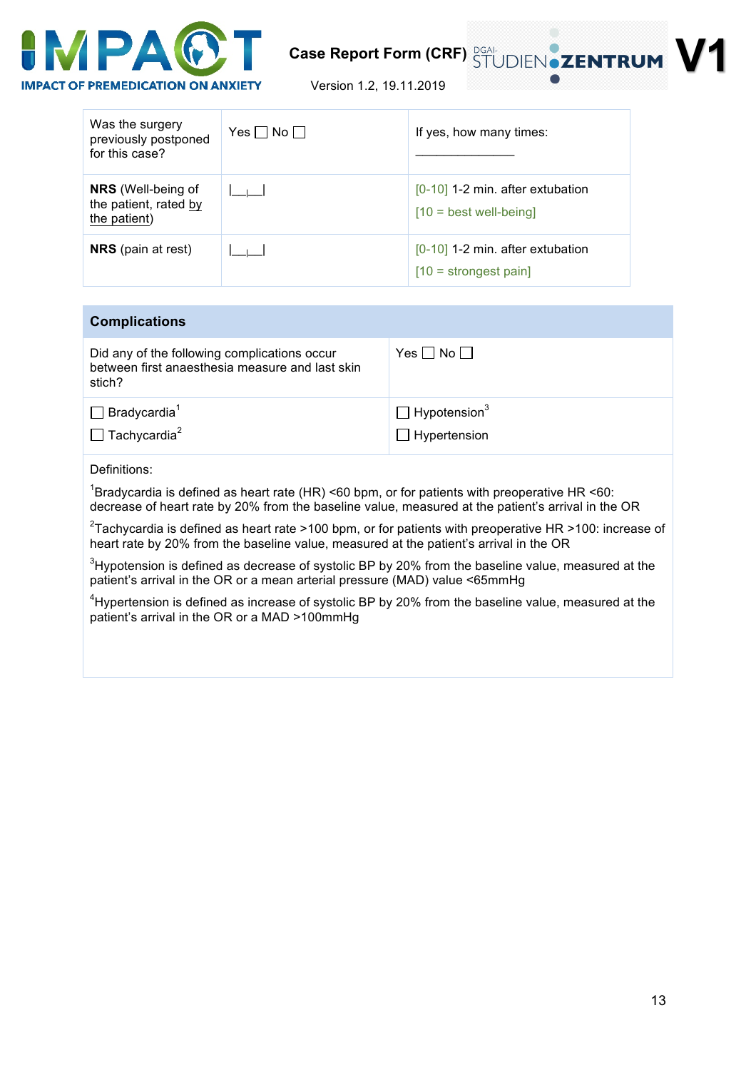| Was the surgery previously postponed for this case? | Yes ☐ No ☐ | If yes, how many times: ______________ |
|---|---|---|
| **NRS** (Well-being of the patient, rated by the patient) | \|__\|__\| | [0-10] 1-2 min. after extubation [10 = best well-being] |
| **NRS** (pain at rest) | \|__\|__\| | [0-10] 1-2 min. after extubation [10 = strongest pain] |

## Complications

| Did any of the following complications occur between first anaesthesia measure and last skin stich? | Yes ☐ No ☐ |
|---|---|
| ☐ Bradycardia[1] ☐ Tachycardia[2] | ☐ Hypotension[3] ☐ Hypertension |

Definitions:

[1]Bradycardia is defined as heart rate (HR) <60 bpm, or for patients with preoperative HR <60: decrease of heart rate by 20% from the baseline value, measured at the patient's arrival in the OR

[2]Tachycardia is defined as heart rate >100 bpm, or for patients with preoperative HR >100: increase of heart rate by 20% from the baseline value, measured at the patient's arrival in the OR

[3]Hypotension is defined as decrease of systolic BP by 20% from the baseline value, measured at the patient's arrival in the OR or a mean arterial pressure (MAD) value <65mmHg

[4]Hypertension is defined as increase of systolic BP by 20% from the baseline value, measured at the patient's arrival in the OR or a MAD >100mmHg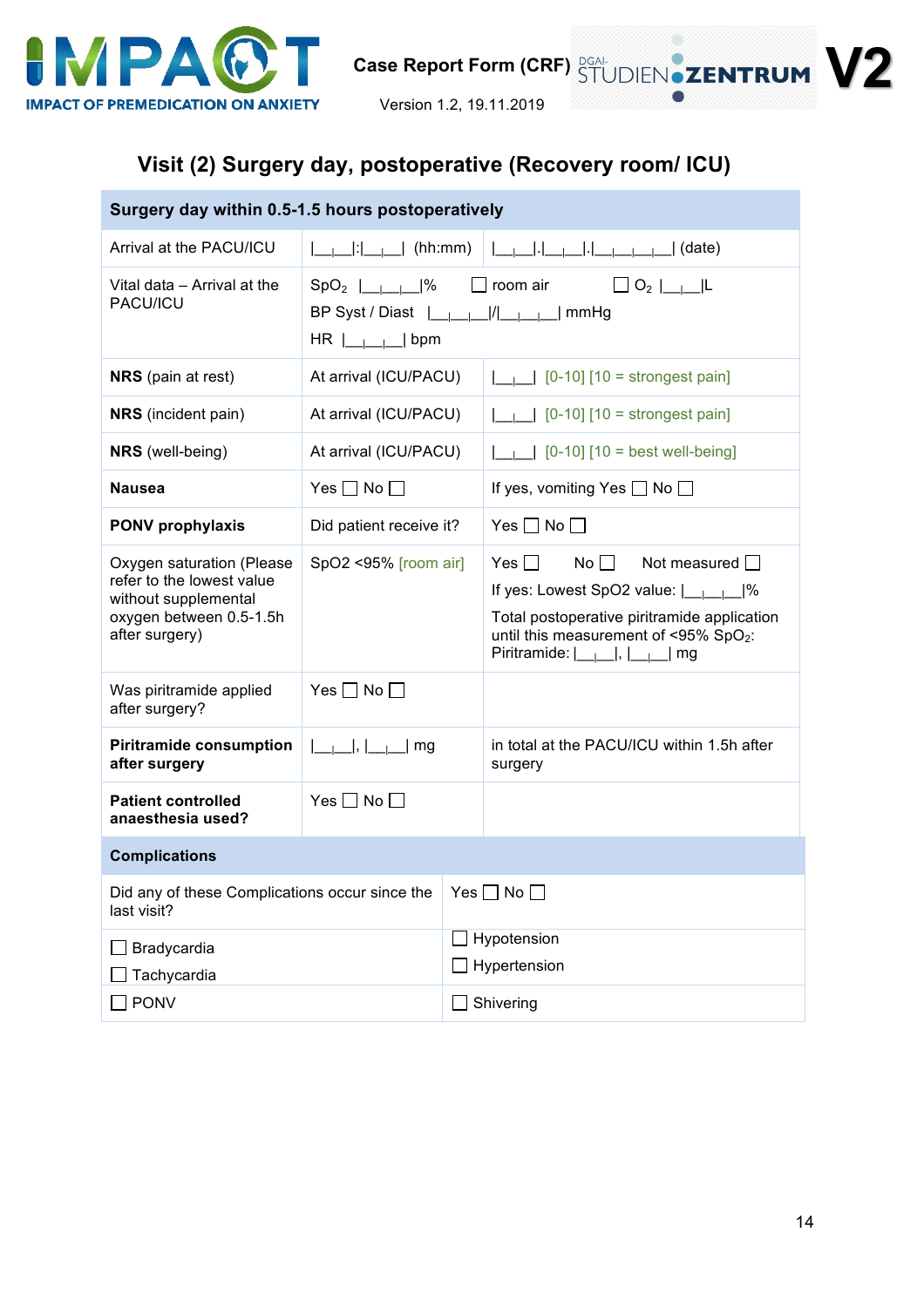IMPACT OF PREMEDICATION ON ANXIETY

Case Report Form (CRF) DGAI-STUDIENZENTRUM **V2**

Version 1.2, 19.11.2019

## Visit (2) Surgery day, postoperative (Recovery room/ ICU)

| **Surgery day within 0.5-1.5 hours postoperatively** | | |
|---|---|---|
| Arrival at the PACU/ICU | \|__\|__\|:\|__\|__\| (hh:mm) | \|__\|__\|.\|__\|__\|.\|__\|__\|__\|__\| (date) |
| Vital data – Arrival at the PACU/ICU | $SpO_2$ \|__\|__\|__\|% ☐ room air ☐ $O_2$ \|__\|__\|L<br>BP Syst / Diast \|__\|__\|__\|/\|__\|__\|__\| mmHg<br>HR \|__\|__\|__\| bpm | |
| **NRS** (pain at rest) | At arrival (ICU/PACU) | \|__\|__\| [0-10] [10 = strongest pain] |
| **NRS** (incident pain) | At arrival (ICU/PACU) | \|__\|__\| [0-10] [10 = strongest pain] |
| **NRS** (well-being) | At arrival (ICU/PACU) | \|__\|__\| [0-10] [10 = best well-being] |
| **Nausea** | Yes ☐ No ☐ | If yes, vomiting Yes ☐ No ☐ |
| **PONV prophylaxis** | Did patient receive it? | Yes ☐ No ☐ |
| Oxygen saturation (Please refer to the lowest value without supplemental oxygen between 0.5-1.5h after surgery) | SpO2 <95% [room air] | Yes ☐ No ☐ Not measured ☐<br>If yes: Lowest SpO2 value: \|__\|__\|__\|%<br>Total postoperative piritramide application until this measurement of <95% $SpO_2$: Piritramide: \|__\|__\|, \|__\|__\| mg |
| Was piritramide applied after surgery? | Yes ☐ No ☐ | |
| **Piritramide consumption after surgery** | \|__\|__\|, \|__\|__\| mg | in total at the PACU/ICU within 1.5h after surgery |
| **Patient controlled anaesthesia used?** | Yes ☐ No ☐ | |

| **Complications** | |
|---|---|
| Did any of these Complications occur since the last visit? | Yes ☐ No ☐ |
| ☐ Bradycardia<br>☐ Tachycardia | ☐ Hypotension<br>☐ Hypertension |
| ☐ PONV | ☐ Shivering |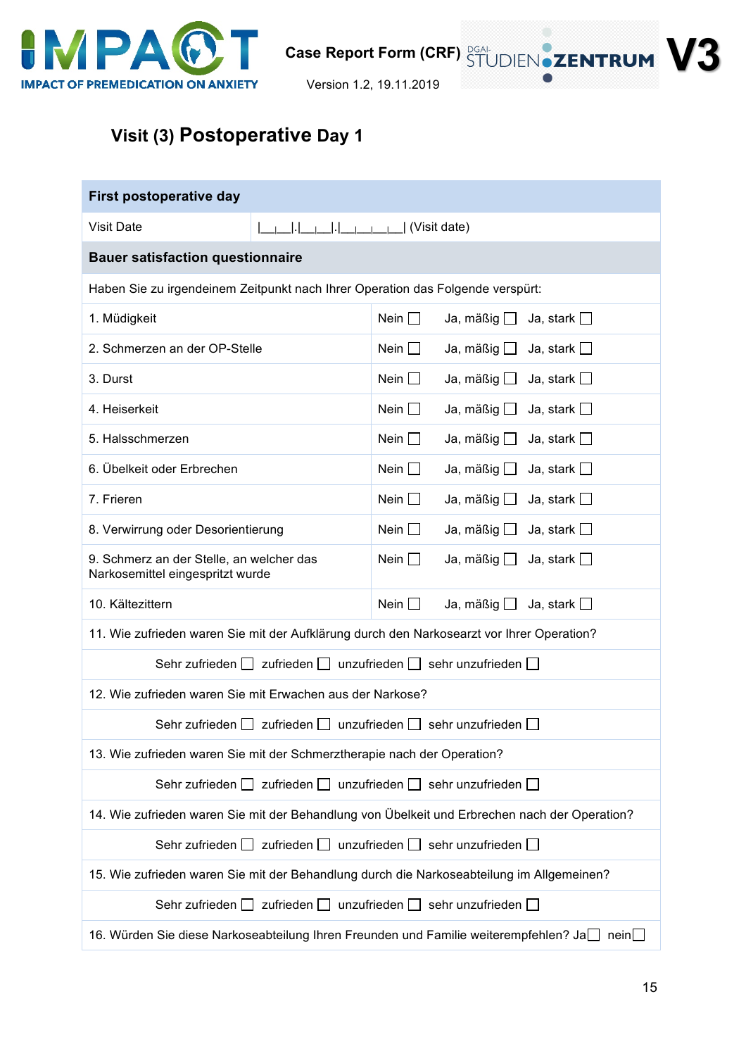IMPACT OF PREMEDICATION ON ANXIETY

Case Report Form (CRF) DGAI-STUDIENZENTRUM **V3**

Version 1.2, 19.11.2019

## Visit (3) Postoperative Day 1

| **First postoperative day** | |
|---|---|
| Visit Date | \|__\|__\|.\|__\|__\|.\|__\|__\|__\|__\| (Visit date) |
| **Bauer satisfaction questionnaire** | |
| Haben Sie zu irgendeinem Zeitpunkt nach Ihrer Operation das Folgende verspürt: | |
| 1. Müdigkeit | Nein ☐ Ja, mäßig ☐ Ja, stark ☐ |
| 2. Schmerzen an der OP-Stelle | Nein ☐ Ja, mäßig ☐ Ja, stark ☐ |
| 3. Durst | Nein ☐ Ja, mäßig ☐ Ja, stark ☐ |
| 4. Heiserkeit | Nein ☐ Ja, mäßig ☐ Ja, stark ☐ |
| 5. Halsschmerzen | Nein ☐ Ja, mäßig ☐ Ja, stark ☐ |
| 6. Übelkeit oder Erbrechen | Nein ☐ Ja, mäßig ☐ Ja, stark ☐ |
| 7. Frieren | Nein ☐ Ja, mäßig ☐ Ja, stark ☐ |
| 8. Verwirrung oder Desorientierung | Nein ☐ Ja, mäßig ☐ Ja, stark ☐ |
| 9. Schmerz an der Stelle, an welcher das Narkosemittel eingespritzt wurde | Nein ☐ Ja, mäßig ☐ Ja, stark ☐ |
| 10. Kältezittern | Nein ☐ Ja, mäßig ☐ Ja, stark ☐ |
| 11. Wie zufrieden waren Sie mit der Aufklärung durch den Narkosearzt vor Ihrer Operation? | |
| Sehr zufrieden ☐ zufrieden ☐ unzufrieden ☐ sehr unzufrieden ☐ | |
| 12. Wie zufrieden waren Sie mit Erwachen aus der Narkose? | |
| Sehr zufrieden ☐ zufrieden ☐ unzufrieden ☐ sehr unzufrieden ☐ | |
| 13. Wie zufrieden waren Sie mit der Schmerztherapie nach der Operation? | |
| Sehr zufrieden ☐ zufrieden ☐ unzufrieden ☐ sehr unzufrieden ☐ | |
| 14. Wie zufrieden waren Sie mit der Behandlung von Übelkeit und Erbrechen nach der Operation? | |
| Sehr zufrieden ☐ zufrieden ☐ unzufrieden ☐ sehr unzufrieden ☐ | |
| 15. Wie zufrieden waren Sie mit der Behandlung durch die Narkoseabteilung im Allgemeinen? | |
| Sehr zufrieden ☐ zufrieden ☐ unzufrieden ☐ sehr unzufrieden ☐ | |
| 16. Würden Sie diese Narkoseabteilung Ihren Freunden und Familie weiterempfehlen? Ja☐ nein☐ | |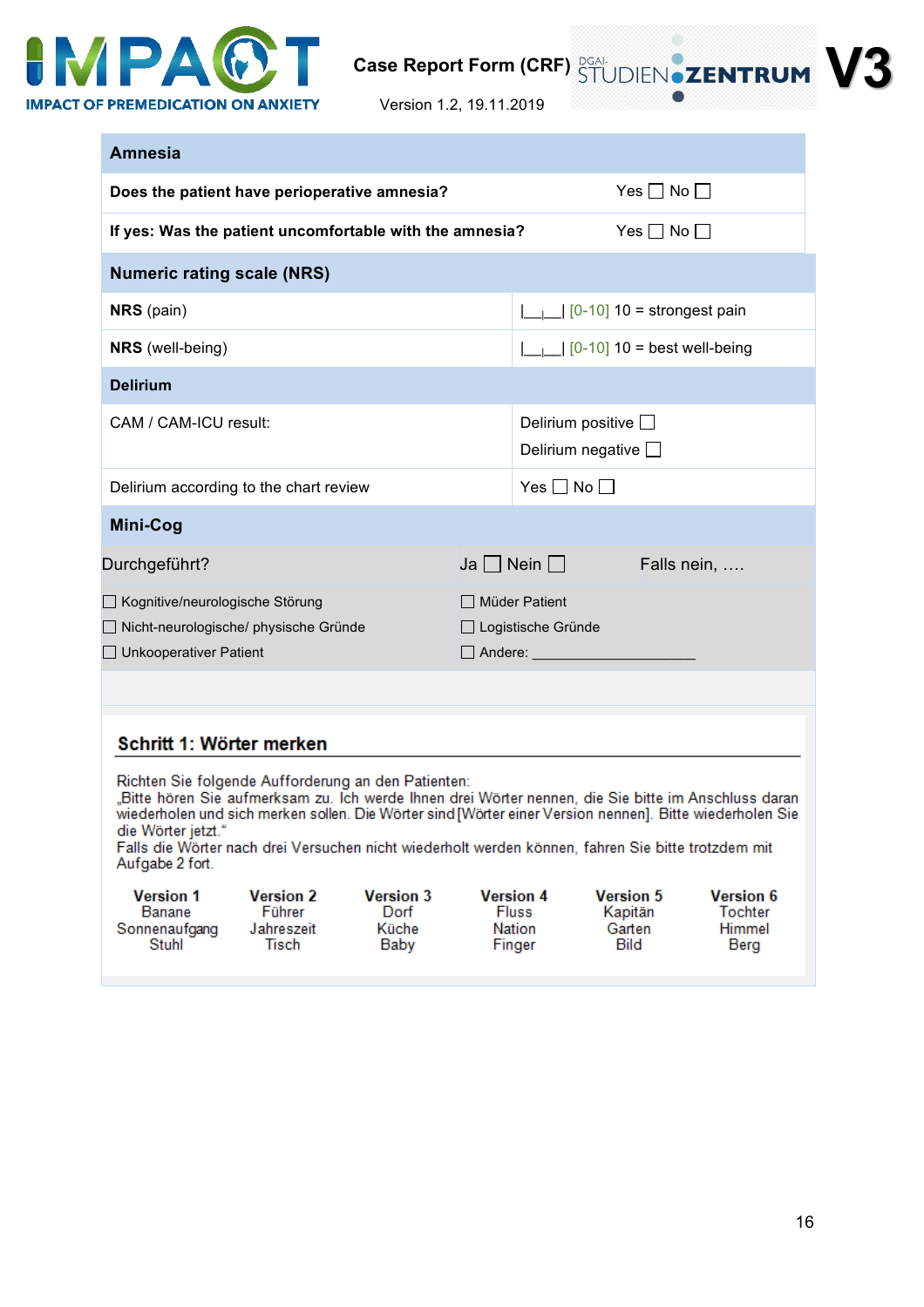## Amnesia

| Amnesia | |
|---|---|
| **Does the patient have perioperative amnesia?** | Yes ☐ No ☐ |
| **If yes: Was the patient uncomfortable with the amnesia?** | Yes ☐ No ☐ |

## Numeric rating scale (NRS)

| Numeric rating scale (NRS) | |
|---|---|
| **NRS** (pain) | \|\_\_\|\_\_\| [0-10] 10 = strongest pain |
| **NRS** (well-being) | \|\_\_\|\_\_\| [0-10] 10 = best well-being |

## Delirium

| Delirium | |
|---|---|
| CAM / CAM-ICU result: | Delirium positive ☐<br>Delirium negative ☐ |
| Delirium according to the chart review | Yes ☐ No ☐ |

## Mini-Cog

| Durchgeführt? | Ja ☐ Nein ☐ | Falls nein, …. |
|---|---|---|
| ☐ Kognitive/neurologische Störung | ☐ Müder Patient | |
| ☐ Nicht-neurologische/ physische Gründe | ☐ Logistische Gründe | |
| ☐ Unkooperativer Patient | ☐ Andere: \_\_\_\_\_\_\_\_\_\_\_\_\_\_\_\_\_\_\_\_\_ | |

### Schritt 1: Wörter merken

Richten Sie folgende Aufforderung an den Patienten:
„Bitte hören Sie aufmerksam zu. Ich werde Ihnen drei Wörter nennen, die Sie bitte im Anschluss daran wiederholen und sich merken sollen. Die Wörter sind [Wörter einer Version nennen]. Bitte wiederholen Sie die Wörter jetzt."
Falls die Wörter nach drei Versuchen nicht wiederholt werden können, fahren Sie bitte trotzdem mit Aufgabe 2 fort.

| Version 1 | Version 2 | Version 3 | Version 4 | Version 5 | Version 6 |
|---|---|---|---|---|---|
| Banane | Führer | Dorf | Fluss | Kapitän | Tochter |
| Sonnenaufgang | Jahreszeit | Küche | Nation | Garten | Himmel |
| Stuhl | Tisch | Baby | Finger | Bild | Berg |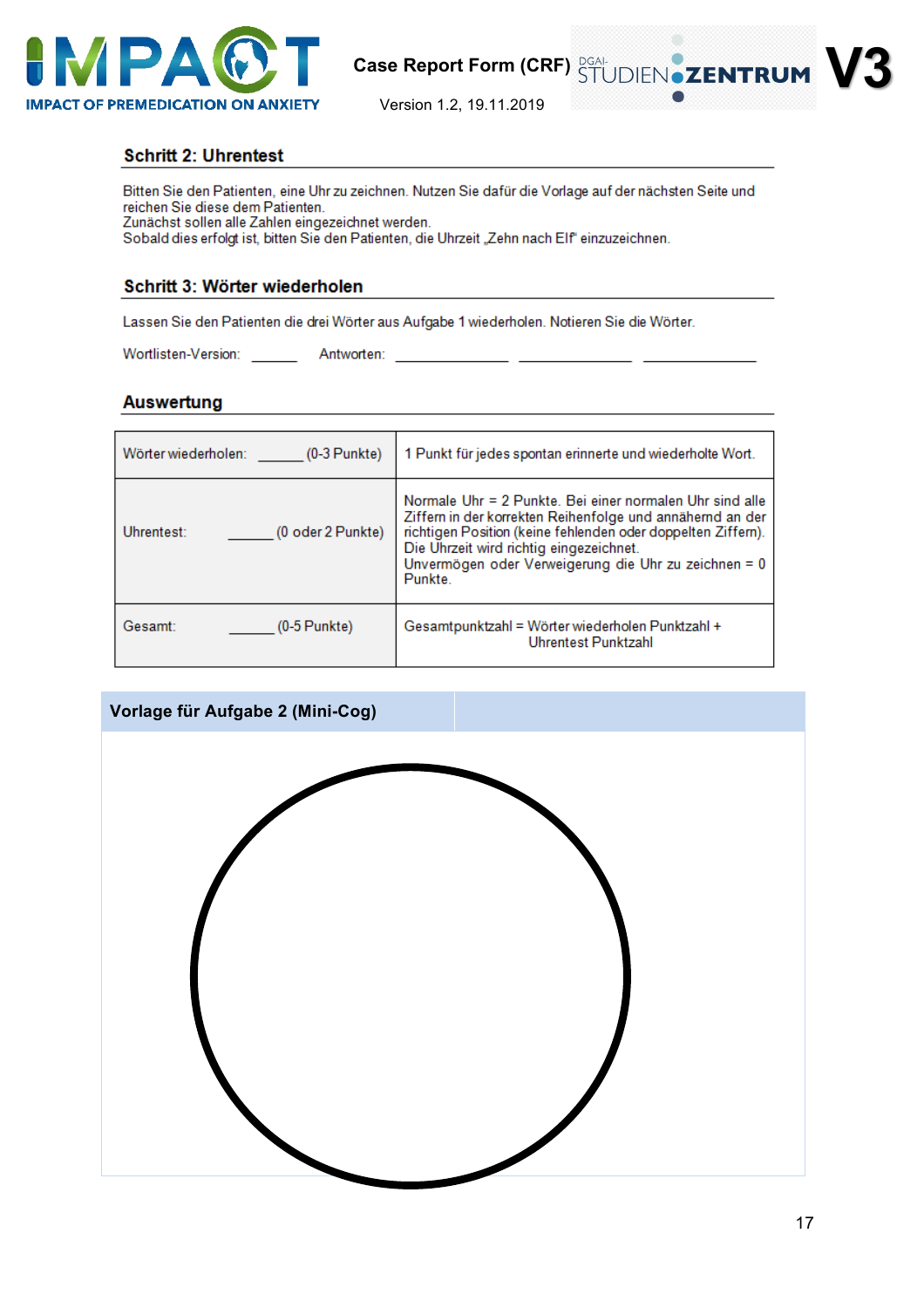## Schritt 2: Uhrentest

Bitten Sie den Patienten, eine Uhr zu zeichnen. Nutzen Sie dafür die Vorlage auf der nächsten Seite und reichen Sie diese dem Patienten.
Zunächst sollen alle Zahlen eingezeichnet werden.
Sobald dies erfolgt ist, bitten Sie den Patienten, die Uhrzeit „Zehn nach Elf" einzuzeichnen.

## Schritt 3: Wörter wiederholen

Lassen Sie den Patienten die drei Wörter aus Aufgabe 1 wiederholen. Notieren Sie die Wörter.

Wortlisten-Version: ______ Antworten: ______________ ______________ ______________

## Auswertung

| | |
|---|---|
| Wörter wiederholen: ______ (0-3 Punkte) | 1 Punkt für jedes spontan erinnerte und wiederholte Wort. |
| Uhrentest: ______ (0 oder 2 Punkte) | Normale Uhr = 2 Punkte. Bei einer normalen Uhr sind alle Ziffern in der korrekten Reihenfolge und annähernd an der richtigen Position (keine fehlenden oder doppelten Ziffern). Die Uhrzeit wird richtig eingezeichnet. Unvermögen oder Verweigerung die Uhr zu zeichnen = 0 Punkte. |
| Gesamt: ______ (0-5 Punkte) | Gesamtpunktzahl = Wörter wiederholen Punktzahl + Uhrentest Punktzahl |

**Vorlage für Aufgabe 2 (Mini-Cog)**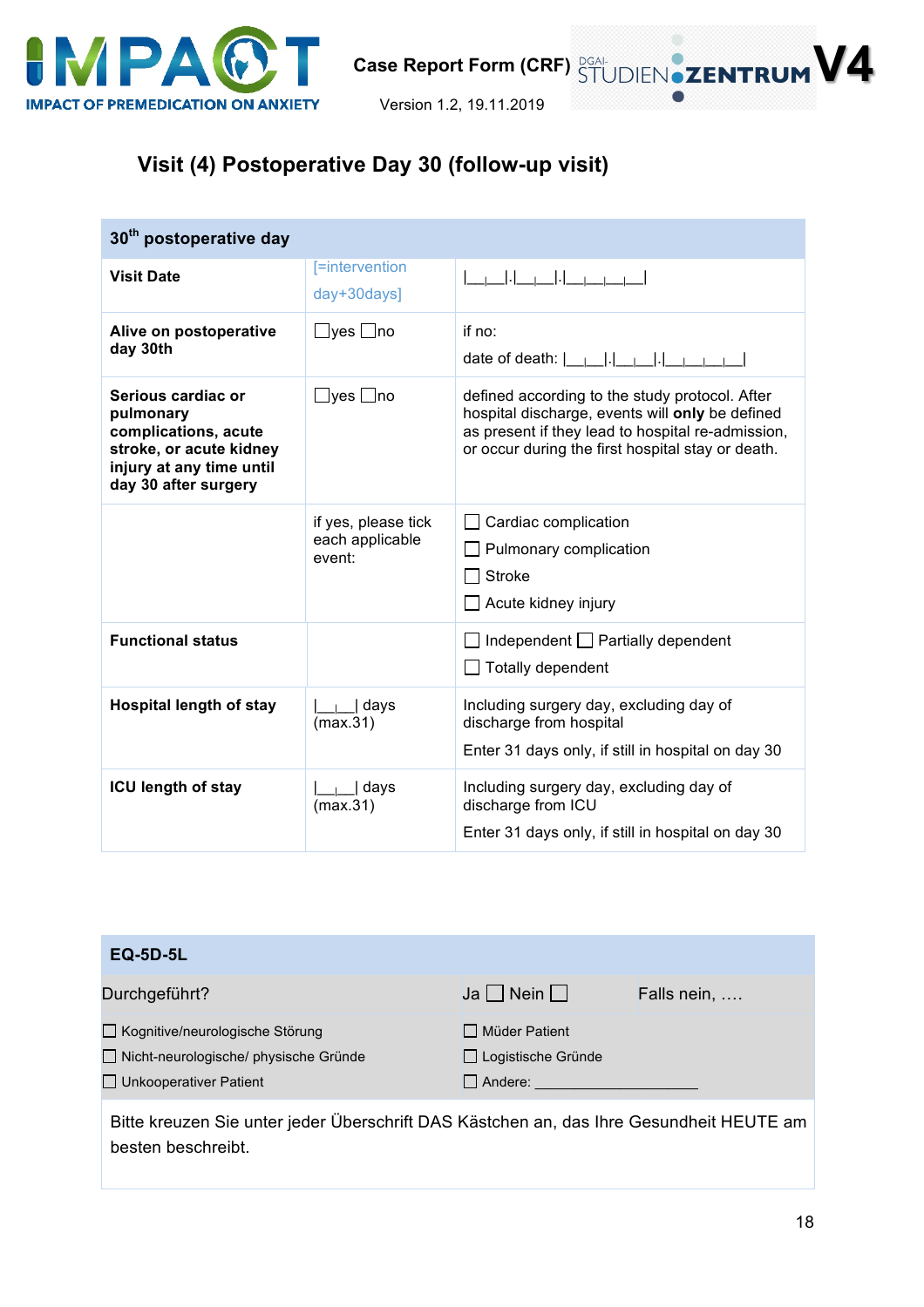# Visit (4) Postoperative Day 30 (follow-up visit)

| 30th postoperative day | | |
|---|---|---|
| **Visit Date** | [=intervention day+30days] | \|__\|__\|.\|__\|__\|.\|__\|__\|__\|__\| |
| **Alive on postoperative day 30th** | ☐yes ☐no | if no:<br>date of death: \|__\|__\|.\|__\|__\|.\|__\|__\|__\|__\| |
| **Serious cardiac or pulmonary complications, acute stroke, or acute kidney injury at any time until day 30 after surgery** | ☐yes ☐no | defined according to the study protocol. After hospital discharge, events will **only** be defined as present if they lead to hospital re-admission, or occur during the first hospital stay or death. |
| | if yes, please tick each applicable event: | ☐ Cardiac complication<br>☐ Pulmonary complication<br>☐ Stroke<br>☐ Acute kidney injury |
| **Functional status** | | ☐ Independent ☐ Partially dependent<br>☐ Totally dependent |
| **Hospital length of stay** | \|__\|__\| days (max.31) | Including surgery day, excluding day of discharge from hospital<br>Enter 31 days only, if still in hospital on day 30 |
| **ICU length of stay** | \|__\|__\| days (max.31) | Including surgery day, excluding day of discharge from ICU<br>Enter 31 days only, if still in hospital on day 30 |

| EQ-5D-5L | | |
|---|---|---|
| Durchgeführt? | Ja ☐ Nein ☐ | Falls nein, …. |
| ☐ Kognitive/neurologische Störung | ☐ Müder Patient | |
| ☐ Nicht-neurologische/ physische Gründe | ☐ Logistische Gründe | |
| ☐ Unkooperativer Patient | ☐ Andere: ____________________ | |

Bitte kreuzen Sie unter jeder Überschrift DAS Kästchen an, das Ihre Gesundheit HEUTE am besten beschreibt.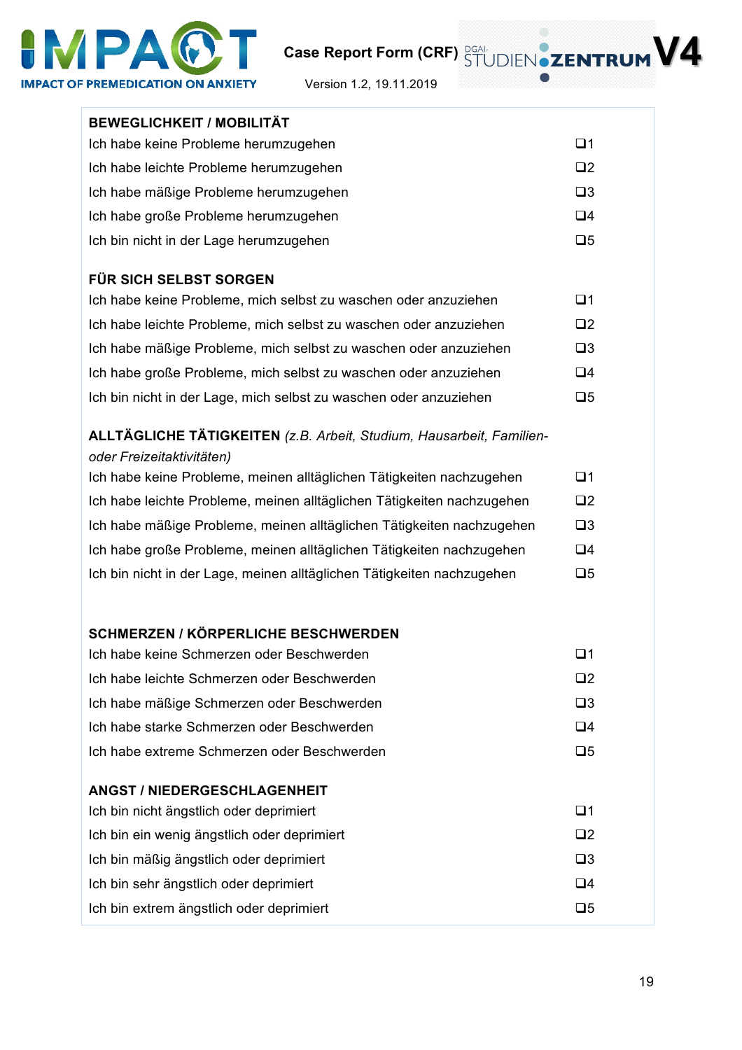| **BEWEGLICHKEIT / MOBILITÄT** | |
|---|---|
| Ich habe keine Probleme herumzugehen | ❑1 |
| Ich habe leichte Probleme herumzugehen | ❑2 |
| Ich habe mäßige Probleme herumzugehen | ❑3 |
| Ich habe große Probleme herumzugehen | ❑4 |
| Ich bin nicht in der Lage herumzugehen | ❑5 |
| | |
| **FÜR SICH SELBST SORGEN** | |
| Ich habe keine Probleme, mich selbst zu waschen oder anzuziehen | ❑1 |
| Ich habe leichte Probleme, mich selbst zu waschen oder anzuziehen | ❑2 |
| Ich habe mäßige Probleme, mich selbst zu waschen oder anzuziehen | ❑3 |
| Ich habe große Probleme, mich selbst zu waschen oder anzuziehen | ❑4 |
| Ich bin nicht in der Lage, mich selbst zu waschen oder anzuziehen | ❑5 |
| | |
| **ALLTÄGLICHE TÄTIGKEITEN** *(z.B. Arbeit, Studium, Hausarbeit, Familien- oder Freizeitaktivitäten)* | |
| Ich habe keine Probleme, meinen alltäglichen Tätigkeiten nachzugehen | ❑1 |
| Ich habe leichte Probleme, meinen alltäglichen Tätigkeiten nachzugehen | ❑2 |
| Ich habe mäßige Probleme, meinen alltäglichen Tätigkeiten nachzugehen | ❑3 |
| Ich habe große Probleme, meinen alltäglichen Tätigkeiten nachzugehen | ❑4 |
| Ich bin nicht in der Lage, meinen alltäglichen Tätigkeiten nachzugehen | ❑5 |
| | |
| **SCHMERZEN / KÖRPERLICHE BESCHWERDEN** | |
| Ich habe keine Schmerzen oder Beschwerden | ❑1 |
| Ich habe leichte Schmerzen oder Beschwerden | ❑2 |
| Ich habe mäßige Schmerzen oder Beschwerden | ❑3 |
| Ich habe starke Schmerzen oder Beschwerden | ❑4 |
| Ich habe extreme Schmerzen oder Beschwerden | ❑5 |
| | |
| **ANGST / NIEDERGESCHLAGENHEIT** | |
| Ich bin nicht ängstlich oder deprimiert | ❑1 |
| Ich bin ein wenig ängstlich oder deprimiert | ❑2 |
| Ich bin mäßig ängstlich oder deprimiert | ❑3 |
| Ich bin sehr ängstlich oder deprimiert | ❑4 |
| Ich bin extrem ängstlich oder deprimiert | ❑5 |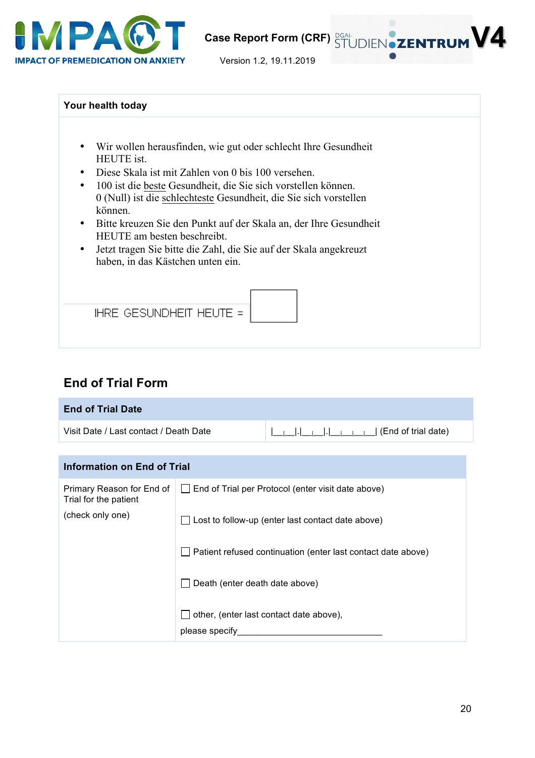**Your health today**

- Wir wollen herausfinden, wie gut oder schlecht Ihre Gesundheit HEUTE ist.
- Diese Skala ist mit Zahlen von 0 bis 100 versehen.
- 100 ist die beste Gesundheit, die Sie sich vorstellen können. 0 (Null) ist die schlechteste Gesundheit, die Sie sich vorstellen können.
- Bitte kreuzen Sie den Punkt auf der Skala an, der Ihre Gesundheit HEUTE am besten beschreibt.
- Jetzt tragen Sie bitte die Zahl, die Sie auf der Skala angekreuzt haben, in das Kästchen unten ein.

IHRE GESUNDHEIT HEUTE = ☐

## End of Trial Form

| End of Trial Date | |
|---|---|
| Visit Date / Last contact / Death Date | \|__\|__\|.\|__\|__\|.\|__\|__\|__\|__\| (End of trial date) |

| Information on End of Trial | |
|---|---|
| Primary Reason for End of Trial for the patient<br><br>(check only one) | ☐ End of Trial per Protocol (enter visit date above)<br><br>☐ Lost to follow-up (enter last contact date above)<br><br>☐ Patient refused continuation (enter last contact date above)<br><br>☐ Death (enter death date above)<br><br>☐ other, (enter last contact date above), please specify______________________________ |